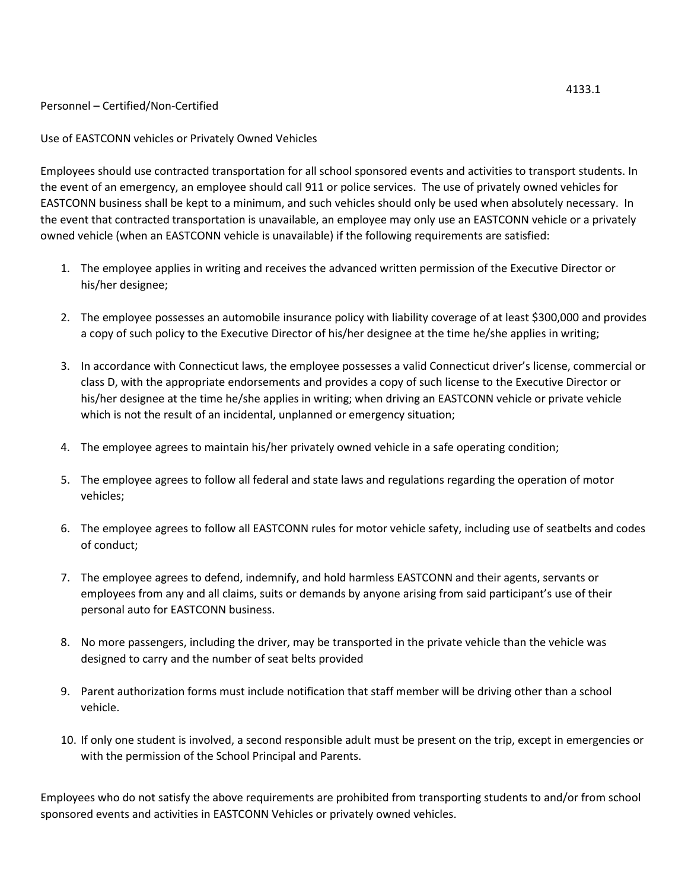4133.1

Personnel – Certified/Non-Certified

Use of EASTCONN vehicles or Privately Owned Vehicles

Employees should use contracted transportation for all school sponsored events and activities to transport students. In the event of an emergency, an employee should call 911 or police services. The use of privately owned vehicles for EASTCONN business shall be kept to a minimum, and such vehicles should only be used when absolutely necessary. In the event that contracted transportation is unavailable, an employee may only use an EASTCONN vehicle or a privately owned vehicle (when an EASTCONN vehicle is unavailable) if the following requirements are satisfied:

1. The employee applies in writing and receives the advanced written permission of the Executive Director or his/her designee;

2. The employee possesses an automobile insurance policy with liability coverage of at least $300,000 and provides a copy of such policy to the Executive Director of his/her designee at the time he/she applies in writing;

3. In accordance with Connecticut laws, the employee possesses a valid Connecticut driver's license, commercial or class D, with the appropriate endorsements and provides a copy of such license to the Executive Director or his/her designee at the time he/she applies in writing; when driving an EASTCONN vehicle or private vehicle which is not the result of an incidental, unplanned or emergency situation;

4. The employee agrees to maintain his/her privately owned vehicle in a safe operating condition;

5. The employee agrees to follow all federal and state laws and regulations regarding the operation of motor vehicles;

6. The employee agrees to follow all EASTCONN rules for motor vehicle safety, including use of seatbelts and codes of conduct;

7. The employee agrees to defend, indemnify, and hold harmless EASTCONN and their agents, servants or employees from any and all claims, suits or demands by anyone arising from said participant's use of their personal auto for EASTCONN business.

8. No more passengers, including the driver, may be transported in the private vehicle than the vehicle was designed to carry and the number of seat belts provided

9. Parent authorization forms must include notification that staff member will be driving other than a school vehicle.

10. If only one student is involved, a second responsible adult must be present on the trip, except in emergencies or with the permission of the School Principal and Parents.

Employees who do not satisfy the above requirements are prohibited from transporting students to and/or from school sponsored events and activities in EASTCONN Vehicles or privately owned vehicles.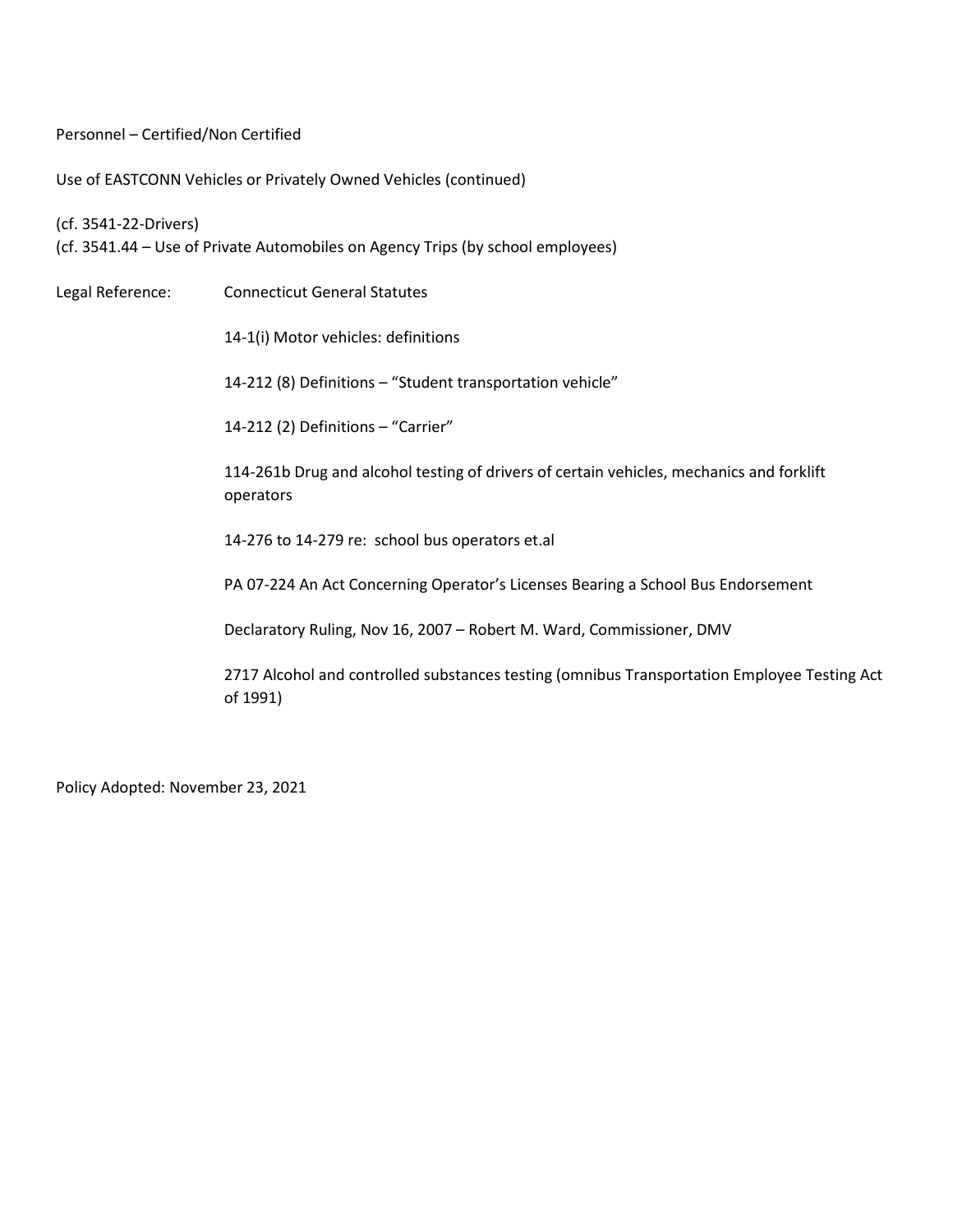Personnel – Certified/Non Certified

Use of EASTCONN Vehicles or Privately Owned Vehicles (continued)

(cf. 3541-22-Drivers)
(cf. 3541.44 – Use of Private Automobiles on Agency Trips (by school employees)

Legal Reference: Connecticut General Statutes

14-1(i) Motor vehicles: definitions

14-212 (8) Definitions – "Student transportation vehicle"

14-212 (2) Definitions – "Carrier"

114-261b Drug and alcohol testing of drivers of certain vehicles, mechanics and forklift operators

14-276 to 14-279 re: school bus operators et.al

PA 07-224 An Act Concerning Operator's Licenses Bearing a School Bus Endorsement

Declaratory Ruling, Nov 16, 2007 – Robert M. Ward, Commissioner, DMV

2717 Alcohol and controlled substances testing (omnibus Transportation Employee Testing Act of 1991)

Policy Adopted: November 23, 2021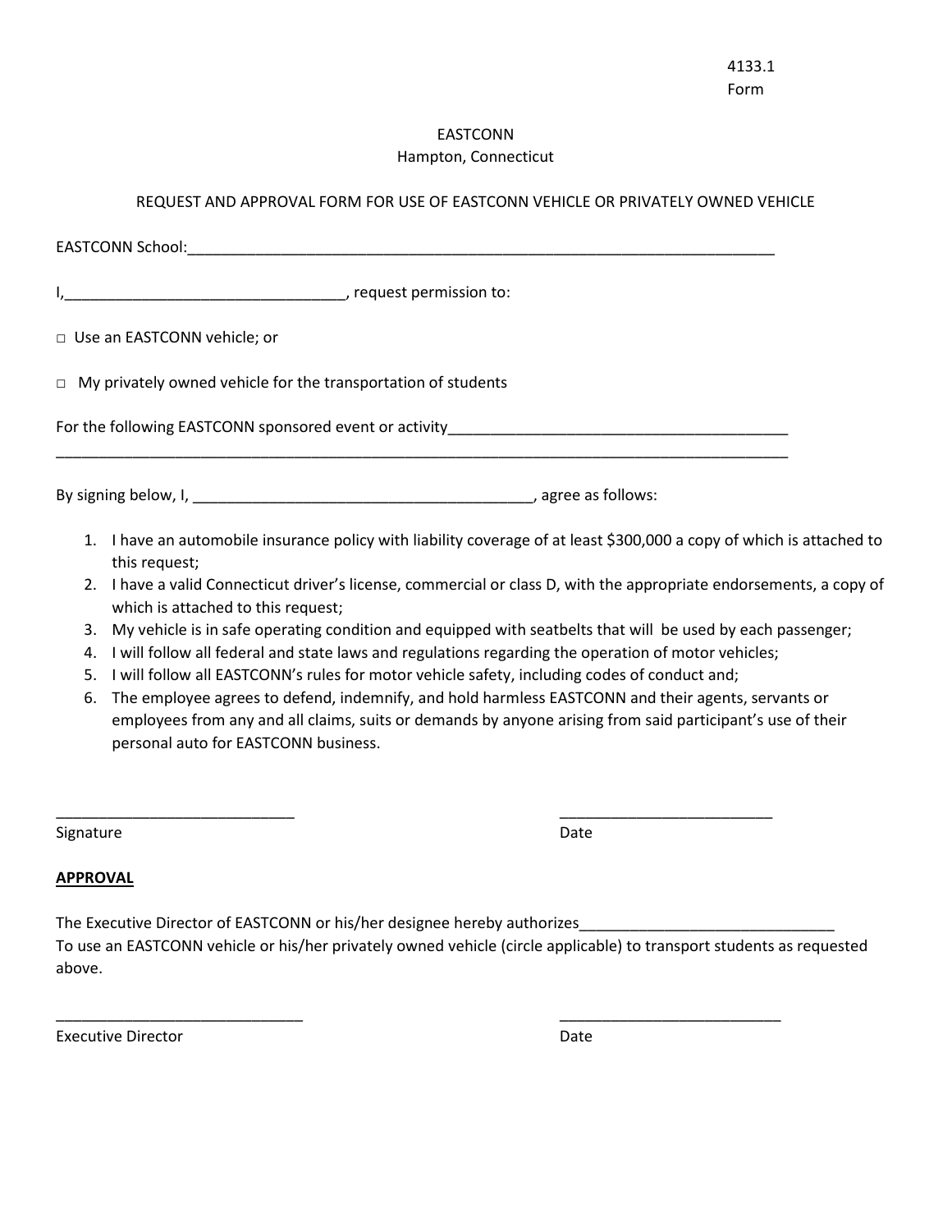4133.1
Form

EASTCONN
Hampton, Connecticut

REQUEST AND APPROVAL FORM FOR USE OF EASTCONN VEHICLE OR PRIVATELY OWNED VEHICLE

EASTCONN School:_________________________________________________________________________

I,_________________________________, request permission to:

□ Use an EASTCONN vehicle; or

□ My privately owned vehicle for the transportation of students

For the following EASTCONN sponsored event or activity________________________________________
_____________________________________________________________________________________________

By signing below, I, _______________________________________, agree as follows:

1. I have an automobile insurance policy with liability coverage of at least $300,000 a copy of which is attached to this request;
2. I have a valid Connecticut driver's license, commercial or class D, with the appropriate endorsements, a copy of which is attached to this request;
3. My vehicle is in safe operating condition and equipped with seatbelts that will be used by each passenger;
4. I will follow all federal and state laws and regulations regarding the operation of motor vehicles;
5. I will follow all EASTCONN's rules for motor vehicle safety, including codes of conduct and;
6. The employee agrees to defend, indemnify, and hold harmless EASTCONN and their agents, servants or employees from any and all claims, suits or demands by anyone arising from said participant's use of their personal auto for EASTCONN business.

____________________________ ____________________________
Signature Date

**APPROVAL**

The Executive Director of EASTCONN or his/her designee hereby authorizes______________________________
To use an EASTCONN vehicle or his/her privately owned vehicle (circle applicable) to transport students as requested above.

____________________________ ____________________________
Executive Director Date